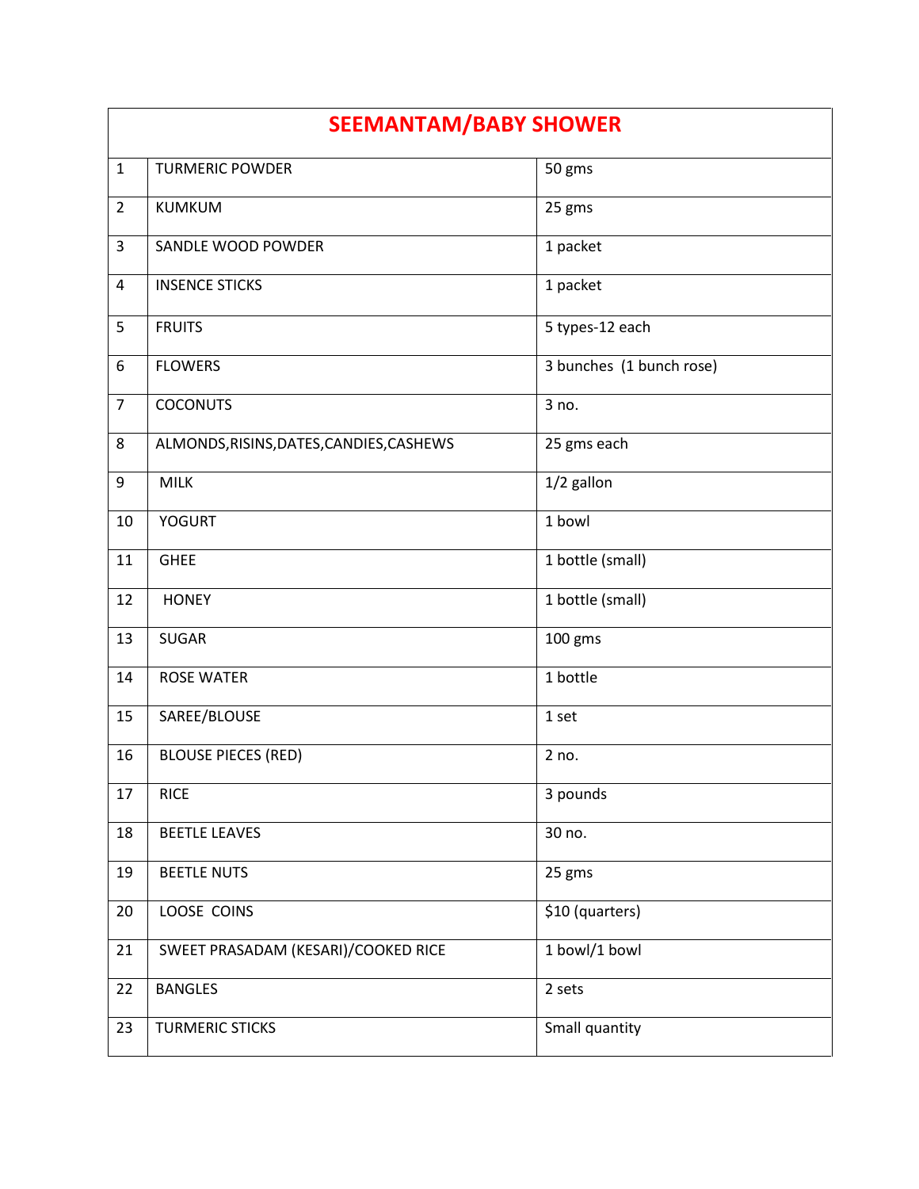| SEEMANTAM/BABY SHOWER | | |
|---|---|---|
| 1 | TURMERIC POWDER | 50 gms |
| 2 | KUMKUM | 25 gms |
| 3 | SANDLE WOOD POWDER | 1 packet |
| 4 | INSENCE STICKS | 1 packet |
| 5 | FRUITS | 5 types-12 each |
| 6 | FLOWERS | 3 bunches (1 bunch rose) |
| 7 | COCONUTS | 3 no. |
| 8 | ALMONDS,RISINS,DATES,CANDIES,CASHEWS | 25 gms each |
| 9 | MILK | 1/2 gallon |
| 10 | YOGURT | 1 bowl |
| 11 | GHEE | 1 bottle (small) |
| 12 | HONEY | 1 bottle (small) |
| 13 | SUGAR | 100 gms |
| 14 | ROSE WATER | 1 bottle |
| 15 | SAREE/BLOUSE | 1 set |
| 16 | BLOUSE PIECES (RED) | 2 no. |
| 17 | RICE | 3 pounds |
| 18 | BEETLE LEAVES | 30 no. |
| 19 | BEETLE NUTS | 25 gms |
| 20 | LOOSE COINS | $10 (quarters) |
| 21 | SWEET PRASADAM (KESARI)/COOKED RICE | 1 bowl/1 bowl |
| 22 | BANGLES | 2 sets |
| 23 | TURMERIC STICKS | Small quantity |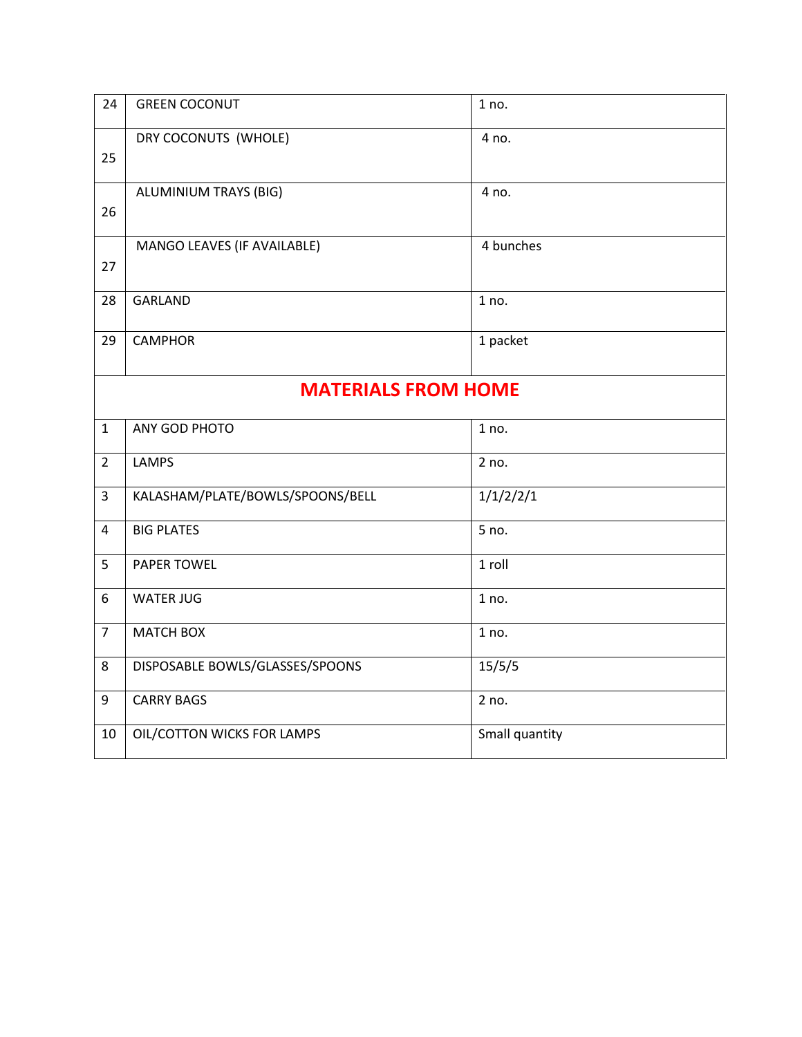| | | |
|---|---|---|
| 24 | GREEN COCONUT | 1 no. |
| 25 | DRY COCONUTS (WHOLE) | 4 no. |
| 26 | ALUMINIUM TRAYS (BIG) | 4 no. |
| 27 | MANGO LEAVES (IF AVAILABLE) | 4 bunches |
| 28 | GARLAND | 1 no. |
| 29 | CAMPHOR | 1 packet |

## MATERIALS FROM HOME

| | | |
|---|---|---|
| 1 | ANY GOD PHOTO | 1 no. |
| 2 | LAMPS | 2 no. |
| 3 | KALASHAM/PLATE/BOWLS/SPOONS/BELL | 1/1/2/2/1 |
| 4 | BIG PLATES | 5 no. |
| 5 | PAPER TOWEL | 1 roll |
| 6 | WATER JUG | 1 no. |
| 7 | MATCH BOX | 1 no. |
| 8 | DISPOSABLE BOWLS/GLASSES/SPOONS | 15/5/5 |
| 9 | CARRY BAGS | 2 no. |
| 10 | OIL/COTTON WICKS FOR LAMPS | Small quantity |